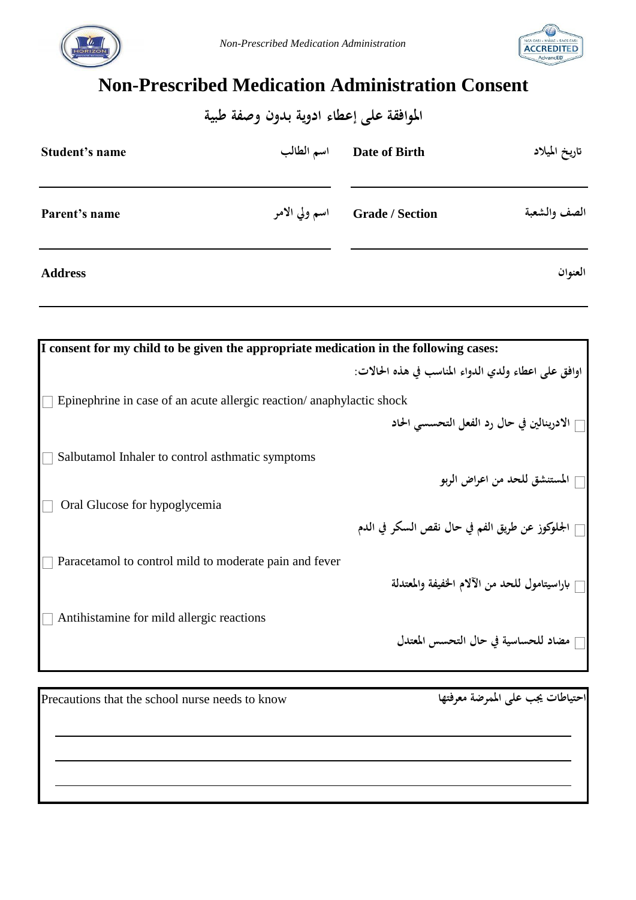# Non-Prescribed Medication Administration Consent

## الموافقة على إعطاء ادوية بدون وصفة طبية

| Student's name | اسم الطالب | Date of Birth | تاريخ الميلاد |
|---|---|---|---|
| | | | |
| **Parent's name** | **اسم ولي الامر** | **Grade / Section** | **الصف والشعبة** |
| | | | |

**Address** **العنوان**

---

**I consent for my child to be given the appropriate medication in the following cases:**

**اوافق على اعطاء ولدي الدواء المناسب في هذه الحالات:**

☐ Epinephrine in case of an acute allergic reaction/ anaphylactic shock

☐ **الادرينالين في حال رد الفعل التحسسي الحاد**

☐ Salbutamol Inhaler to control asthmatic symptoms

☐ **المستنشق للحد من اعراض الربو**

☐ Oral Glucose for hypoglycemia

☐ **الجلوكوز عن طريق الفم في حال نقص السكر في الدم**

☐ Paracetamol to control mild to moderate pain and fever

☐ **باراسيتامول للحد من الآلام الخفيفة والمعتدلة**

☐ Antihistamine for mild allergic reactions

☐ **مضاد للحساسية في حال التحسس المعتدل**

---

Precautions that the school nurse needs to know **احتياطات يجب على الممرضة معرفتها**

______________________________________________

______________________________________________

______________________________________________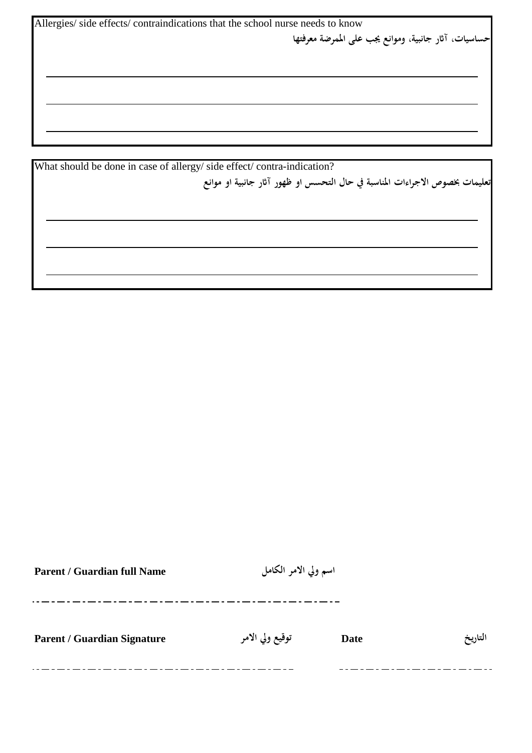Allergies/ side effects/ contraindications that the school nurse needs to know

حساسيات، آثار جانبية، وموانع يجب على الممرضة معرفتها

\_\_\_\_\_\_\_\_\_\_\_\_\_\_\_\_\_\_\_\_\_\_\_\_\_\_\_\_\_\_\_\_\_\_\_\_\_\_\_\_\_\_\_\_\_\_\_\_\_\_\_\_\_\_\_\_\_\_

\_\_\_\_\_\_\_\_\_\_\_\_\_\_\_\_\_\_\_\_\_\_\_\_\_\_\_\_\_\_\_\_\_\_\_\_\_\_\_\_\_\_\_\_\_\_\_\_\_\_\_\_\_\_\_\_\_\_

\_\_\_\_\_\_\_\_\_\_\_\_\_\_\_\_\_\_\_\_\_\_\_\_\_\_\_\_\_\_\_\_\_\_\_\_\_\_\_\_\_\_\_\_\_\_\_\_\_\_\_\_\_\_\_\_\_\_

What should be done in case of allergy/ side effect/ contra-indication?

تعليمات بخصوص الاجراءات المناسبة في حال التحسس او ظهور آثار جانبية او موانع

\_\_\_\_\_\_\_\_\_\_\_\_\_\_\_\_\_\_\_\_\_\_\_\_\_\_\_\_\_\_\_\_\_\_\_\_\_\_\_\_\_\_\_\_\_\_\_\_\_\_\_\_\_\_\_\_\_\_

\_\_\_\_\_\_\_\_\_\_\_\_\_\_\_\_\_\_\_\_\_\_\_\_\_\_\_\_\_\_\_\_\_\_\_\_\_\_\_\_\_\_\_\_\_\_\_\_\_\_\_\_\_\_\_\_\_\_

\_\_\_\_\_\_\_\_\_\_\_\_\_\_\_\_\_\_\_\_\_\_\_\_\_\_\_\_\_\_\_\_\_\_\_\_\_\_\_\_\_\_\_\_\_\_\_\_\_\_\_\_\_\_\_\_\_\_

**Parent / Guardian full Name** اسم ولي الامر الكامل

\- - - - - - - - - - - - - - - - - - - - - - - - - - - - - - - - - - - - - - - -

**Parent / Guardian Signature** توقيع ولي الامر **Date** التاريخ

\- - - - - - - - - - - - - - - - - - - - - - - - - - - -        - - - - - - - - - - - - - - - - -